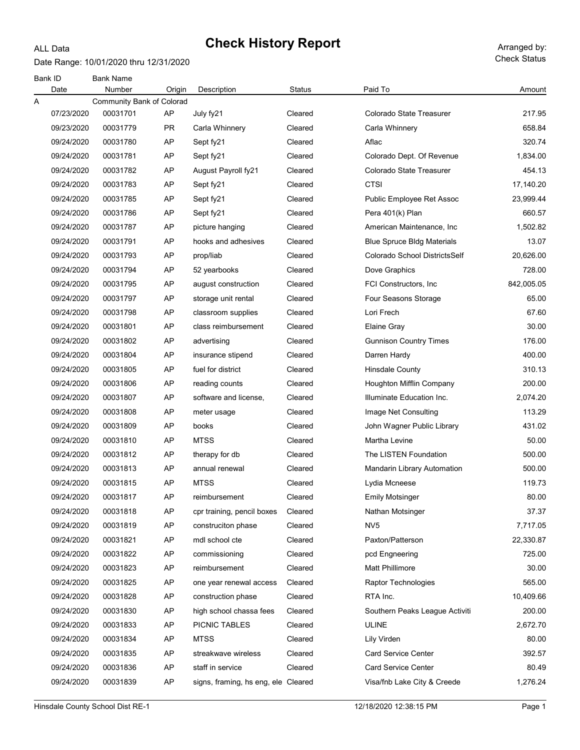# Check History Report

ALL Data

Date Range: 10/01/2020 thru 12/31/2020

Arranged by: Check Status

| Bank ID | Bank Name | | | | | |
|---|---|---|---|---|---|---|
| Date | Number | Origin | Description | Status | Paid To | Amount |
| A | Community Bank of Colorad | | | | | |
| 07/23/2020 | 00031701 | AP | July fy21 | Cleared | Colorado State Treasurer | 217.95 |
| 09/23/2020 | 00031779 | PR | Carla Whinnery | Cleared | Carla Whinnery | 658.84 |
| 09/24/2020 | 00031780 | AP | Sept fy21 | Cleared | Aflac | 320.74 |
| 09/24/2020 | 00031781 | AP | Sept fy21 | Cleared | Colorado Dept. Of Revenue | 1,834.00 |
| 09/24/2020 | 00031782 | AP | August Payroll fy21 | Cleared | Colorado State Treasurer | 454.13 |
| 09/24/2020 | 00031783 | AP | Sept fy21 | Cleared | CTSI | 17,140.20 |
| 09/24/2020 | 00031785 | AP | Sept fy21 | Cleared | Public Employee Ret Assoc | 23,999.44 |
| 09/24/2020 | 00031786 | AP | Sept fy21 | Cleared | Pera 401(k) Plan | 660.57 |
| 09/24/2020 | 00031787 | AP | picture hanging | Cleared | American Maintenance, Inc | 1,502.82 |
| 09/24/2020 | 00031791 | AP | hooks and adhesives | Cleared | Blue Spruce Bldg Materials | 13.07 |
| 09/24/2020 | 00031793 | AP | prop/liab | Cleared | Colorado School DistrictsSelf | 20,626.00 |
| 09/24/2020 | 00031794 | AP | 52 yearbooks | Cleared | Dove Graphics | 728.00 |
| 09/24/2020 | 00031795 | AP | august construction | Cleared | FCI Constructors, Inc | 842,005.05 |
| 09/24/2020 | 00031797 | AP | storage unit rental | Cleared | Four Seasons Storage | 65.00 |
| 09/24/2020 | 00031798 | AP | classroom supplies | Cleared | Lori Frech | 67.60 |
| 09/24/2020 | 00031801 | AP | class reimbursement | Cleared | Elaine Gray | 30.00 |
| 09/24/2020 | 00031802 | AP | advertising | Cleared | Gunnison Country Times | 176.00 |
| 09/24/2020 | 00031804 | AP | insurance stipend | Cleared | Darren Hardy | 400.00 |
| 09/24/2020 | 00031805 | AP | fuel for district | Cleared | Hinsdale County | 310.13 |
| 09/24/2020 | 00031806 | AP | reading counts | Cleared | Houghton Mifflin Company | 200.00 |
| 09/24/2020 | 00031807 | AP | software and license, | Cleared | Illuminate Education Inc. | 2,074.20 |
| 09/24/2020 | 00031808 | AP | meter usage | Cleared | Image Net Consulting | 113.29 |
| 09/24/2020 | 00031809 | AP | books | Cleared | John Wagner Public Library | 431.02 |
| 09/24/2020 | 00031810 | AP | MTSS | Cleared | Martha Levine | 50.00 |
| 09/24/2020 | 00031812 | AP | therapy for db | Cleared | The LISTEN Foundation | 500.00 |
| 09/24/2020 | 00031813 | AP | annual renewal | Cleared | Mandarin Library Automation | 500.00 |
| 09/24/2020 | 00031815 | AP | MTSS | Cleared | Lydia Mcneese | 119.73 |
| 09/24/2020 | 00031817 | AP | reimbursement | Cleared | Emily Motsinger | 80.00 |
| 09/24/2020 | 00031818 | AP | cpr training, pencil boxes | Cleared | Nathan Motsinger | 37.37 |
| 09/24/2020 | 00031819 | AP | construciton phase | Cleared | NV5 | 7,717.05 |
| 09/24/2020 | 00031821 | AP | mdl school cte | Cleared | Paxton/Patterson | 22,330.87 |
| 09/24/2020 | 00031822 | AP | commissioning | Cleared | pcd Engneering | 725.00 |
| 09/24/2020 | 00031823 | AP | reimbursement | Cleared | Matt Phillimore | 30.00 |
| 09/24/2020 | 00031825 | AP | one year renewal access | Cleared | Raptor Technologies | 565.00 |
| 09/24/2020 | 00031828 | AP | construction phase | Cleared | RTA Inc. | 10,409.66 |
| 09/24/2020 | 00031830 | AP | high school chassa fees | Cleared | Southern Peaks League Activiti | 200.00 |
| 09/24/2020 | 00031833 | AP | PICNIC TABLES | Cleared | ULINE | 2,672.70 |
| 09/24/2020 | 00031834 | AP | MTSS | Cleared | Lily Virden | 80.00 |
| 09/24/2020 | 00031835 | AP | streakwave wireless | Cleared | Card Service Center | 392.57 |
| 09/24/2020 | 00031836 | AP | staff in service | Cleared | Card Service Center | 80.49 |
| 09/24/2020 | 00031839 | AP | signs, framing, hs eng, ele | Cleared | Visa/fnb Lake City & Creede | 1,276.24 |

Hinsdale County School Dist RE-1 12/18/2020 12:38:15 PM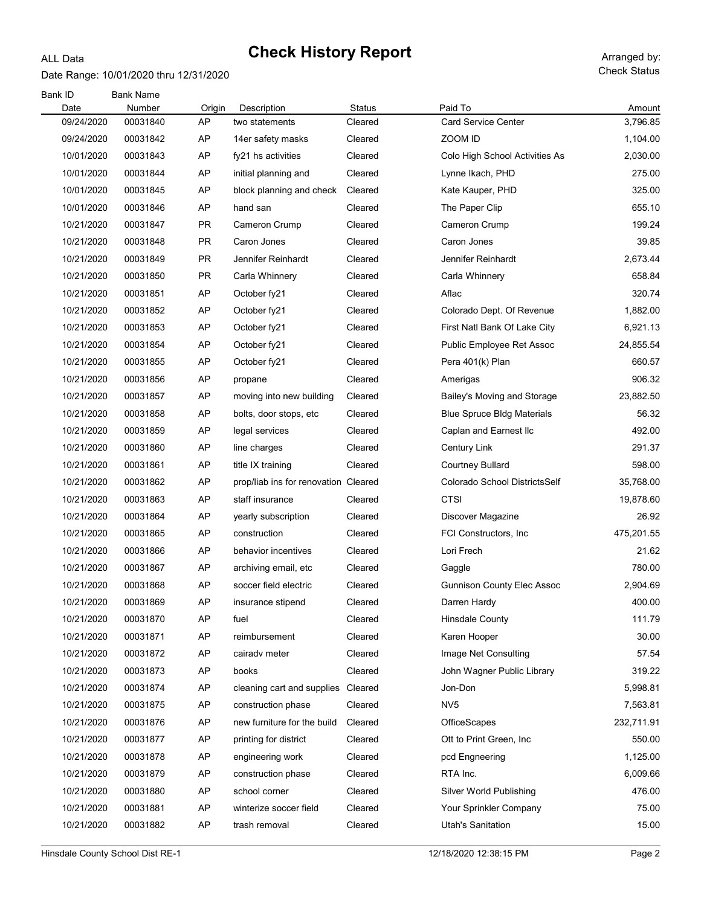ALL Data

# Check History Report

Date Range: 10/01/2020 thru 12/31/2020

Arranged by: Check Status

| Bank ID / Date | Bank Name / Number | Origin | Description | Status | Paid To | Amount |
|---|---|---|---|---|---|---|
| 09/24/2020 | 00031840 | AP | two statements | Cleared | Card Service Center | 3,796.85 |
| 09/24/2020 | 00031842 | AP | 14er safety masks | Cleared | ZOOM ID | 1,104.00 |
| 10/01/2020 | 00031843 | AP | fy21 hs activities | Cleared | Colo High School Activities As | 2,030.00 |
| 10/01/2020 | 00031844 | AP | initial planning and | Cleared | Lynne Ikach, PHD | 275.00 |
| 10/01/2020 | 00031845 | AP | block planning and check | Cleared | Kate Kauper, PHD | 325.00 |
| 10/01/2020 | 00031846 | AP | hand san | Cleared | The Paper Clip | 655.10 |
| 10/21/2020 | 00031847 | PR | Cameron Crump | Cleared | Cameron Crump | 199.24 |
| 10/21/2020 | 00031848 | PR | Caron Jones | Cleared | Caron Jones | 39.85 |
| 10/21/2020 | 00031849 | PR | Jennifer Reinhardt | Cleared | Jennifer Reinhardt | 2,673.44 |
| 10/21/2020 | 00031850 | PR | Carla Whinnery | Cleared | Carla Whinnery | 658.84 |
| 10/21/2020 | 00031851 | AP | October fy21 | Cleared | Aflac | 320.74 |
| 10/21/2020 | 00031852 | AP | October fy21 | Cleared | Colorado Dept. Of Revenue | 1,882.00 |
| 10/21/2020 | 00031853 | AP | October fy21 | Cleared | First Natl Bank Of Lake City | 6,921.13 |
| 10/21/2020 | 00031854 | AP | October fy21 | Cleared | Public Employee Ret Assoc | 24,855.54 |
| 10/21/2020 | 00031855 | AP | October fy21 | Cleared | Pera 401(k) Plan | 660.57 |
| 10/21/2020 | 00031856 | AP | propane | Cleared | Amerigas | 906.32 |
| 10/21/2020 | 00031857 | AP | moving into new building | Cleared | Bailey's Moving and Storage | 23,882.50 |
| 10/21/2020 | 00031858 | AP | bolts, door stops, etc | Cleared | Blue Spruce Bldg Materials | 56.32 |
| 10/21/2020 | 00031859 | AP | legal services | Cleared | Caplan and Earnest llc | 492.00 |
| 10/21/2020 | 00031860 | AP | line charges | Cleared | Century Link | 291.37 |
| 10/21/2020 | 00031861 | AP | title IX training | Cleared | Courtney Bullard | 598.00 |
| 10/21/2020 | 00031862 | AP | prop/liab ins for renovation | Cleared | Colorado School DistrictsSelf | 35,768.00 |
| 10/21/2020 | 00031863 | AP | staff insurance | Cleared | CTSI | 19,878.60 |
| 10/21/2020 | 00031864 | AP | yearly subscription | Cleared | Discover Magazine | 26.92 |
| 10/21/2020 | 00031865 | AP | construction | Cleared | FCI Constructors, Inc | 475,201.55 |
| 10/21/2020 | 00031866 | AP | behavior incentives | Cleared | Lori Frech | 21.62 |
| 10/21/2020 | 00031867 | AP | archiving email, etc | Cleared | Gaggle | 780.00 |
| 10/21/2020 | 00031868 | AP | soccer field electric | Cleared | Gunnison County Elec Assoc | 2,904.69 |
| 10/21/2020 | 00031869 | AP | insurance stipend | Cleared | Darren Hardy | 400.00 |
| 10/21/2020 | 00031870 | AP | fuel | Cleared | Hinsdale County | 111.79 |
| 10/21/2020 | 00031871 | AP | reimbursement | Cleared | Karen Hooper | 30.00 |
| 10/21/2020 | 00031872 | AP | cairadv meter | Cleared | Image Net Consulting | 57.54 |
| 10/21/2020 | 00031873 | AP | books | Cleared | John Wagner Public Library | 319.22 |
| 10/21/2020 | 00031874 | AP | cleaning cart and supplies | Cleared | Jon-Don | 5,998.81 |
| 10/21/2020 | 00031875 | AP | construction phase | Cleared | NV5 | 7,563.81 |
| 10/21/2020 | 00031876 | AP | new furniture for the build | Cleared | OfficeScapes | 232,711.91 |
| 10/21/2020 | 00031877 | AP | printing for district | Cleared | Ott to Print Green, Inc | 550.00 |
| 10/21/2020 | 00031878 | AP | engineering work | Cleared | pcd Engneering | 1,125.00 |
| 10/21/2020 | 00031879 | AP | construction phase | Cleared | RTA Inc. | 6,009.66 |
| 10/21/2020 | 00031880 | AP | school corner | Cleared | Silver World Publishing | 476.00 |
| 10/21/2020 | 00031881 | AP | winterize soccer field | Cleared | Your Sprinkler Company | 75.00 |
| 10/21/2020 | 00031882 | AP | trash removal | Cleared | Utah's Sanitation | 15.00 |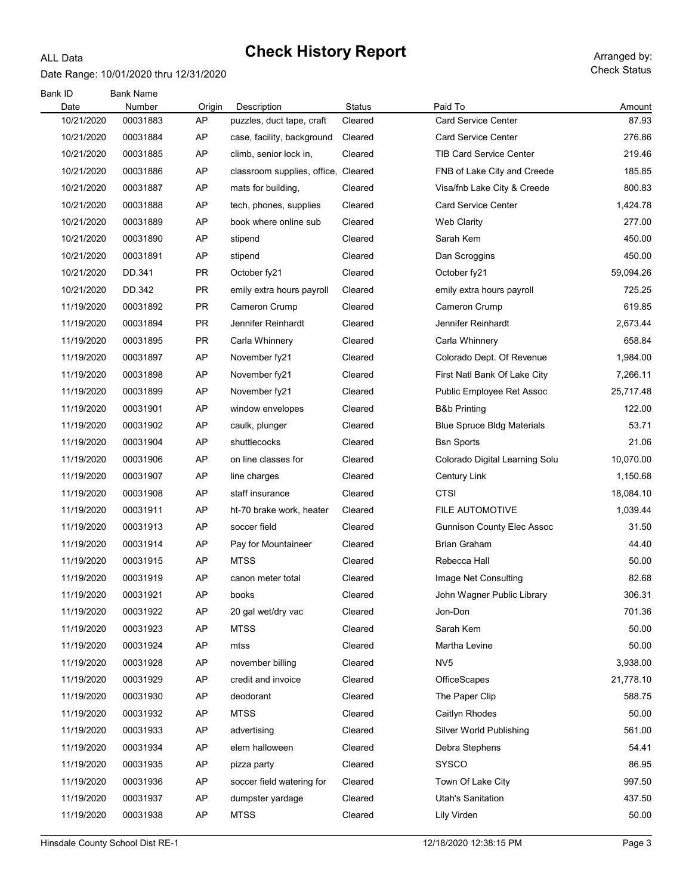ALL Data

# Check History Report

Date Range: 10/01/2020 thru 12/31/2020

Arranged by: Check Status

| Bank ID Date | Bank Name Number | Origin | Description | Status | Paid To | Amount |
|---|---|---|---|---|---|---|
| 10/21/2020 | 00031883 | AP | puzzles, duct tape, craft | Cleared | Card Service Center | 87.93 |
| 10/21/2020 | 00031884 | AP | case, facility, background | Cleared | Card Service Center | 276.86 |
| 10/21/2020 | 00031885 | AP | climb, senior lock in, | Cleared | TIB Card Service Center | 219.46 |
| 10/21/2020 | 00031886 | AP | classroom supplies, office, | Cleared | FNB of Lake City and Creede | 185.85 |
| 10/21/2020 | 00031887 | AP | mats for building, | Cleared | Visa/fnb Lake City & Creede | 800.83 |
| 10/21/2020 | 00031888 | AP | tech, phones, supplies | Cleared | Card Service Center | 1,424.78 |
| 10/21/2020 | 00031889 | AP | book where online sub | Cleared | Web Clarity | 277.00 |
| 10/21/2020 | 00031890 | AP | stipend | Cleared | Sarah Kem | 450.00 |
| 10/21/2020 | 00031891 | AP | stipend | Cleared | Dan Scroggins | 450.00 |
| 10/21/2020 | DD.341 | PR | October fy21 | Cleared | October fy21 | 59,094.26 |
| 10/21/2020 | DD.342 | PR | emily extra hours payroll | Cleared | emily extra hours payroll | 725.25 |
| 11/19/2020 | 00031892 | PR | Cameron Crump | Cleared | Cameron Crump | 619.85 |
| 11/19/2020 | 00031894 | PR | Jennifer Reinhardt | Cleared | Jennifer Reinhardt | 2,673.44 |
| 11/19/2020 | 00031895 | PR | Carla Whinnery | Cleared | Carla Whinnery | 658.84 |
| 11/19/2020 | 00031897 | AP | November fy21 | Cleared | Colorado Dept. Of Revenue | 1,984.00 |
| 11/19/2020 | 00031898 | AP | November fy21 | Cleared | First Natl Bank Of Lake City | 7,266.11 |
| 11/19/2020 | 00031899 | AP | November fy21 | Cleared | Public Employee Ret Assoc | 25,717.48 |
| 11/19/2020 | 00031901 | AP | window envelopes | Cleared | B&b Printing | 122.00 |
| 11/19/2020 | 00031902 | AP | caulk, plunger | Cleared | Blue Spruce Bldg Materials | 53.71 |
| 11/19/2020 | 00031904 | AP | shuttlecocks | Cleared | Bsn Sports | 21.06 |
| 11/19/2020 | 00031906 | AP | on line classes for | Cleared | Colorado Digital Learning Solu | 10,070.00 |
| 11/19/2020 | 00031907 | AP | line charges | Cleared | Century Link | 1,150.68 |
| 11/19/2020 | 00031908 | AP | staff insurance | Cleared | CTSI | 18,084.10 |
| 11/19/2020 | 00031911 | AP | ht-70 brake work, heater | Cleared | FILE AUTOMOTIVE | 1,039.44 |
| 11/19/2020 | 00031913 | AP | soccer field | Cleared | Gunnison County Elec Assoc | 31.50 |
| 11/19/2020 | 00031914 | AP | Pay for Mountaineer | Cleared | Brian Graham | 44.40 |
| 11/19/2020 | 00031915 | AP | MTSS | Cleared | Rebecca Hall | 50.00 |
| 11/19/2020 | 00031919 | AP | canon meter total | Cleared | Image Net Consulting | 82.68 |
| 11/19/2020 | 00031921 | AP | books | Cleared | John Wagner Public Library | 306.31 |
| 11/19/2020 | 00031922 | AP | 20 gal wet/dry vac | Cleared | Jon-Don | 701.36 |
| 11/19/2020 | 00031923 | AP | MTSS | Cleared | Sarah Kem | 50.00 |
| 11/19/2020 | 00031924 | AP | mtss | Cleared | Martha Levine | 50.00 |
| 11/19/2020 | 00031928 | AP | november billing | Cleared | NV5 | 3,938.00 |
| 11/19/2020 | 00031929 | AP | credit and invoice | Cleared | OfficeScapes | 21,778.10 |
| 11/19/2020 | 00031930 | AP | deodorant | Cleared | The Paper Clip | 588.75 |
| 11/19/2020 | 00031932 | AP | MTSS | Cleared | Caitlyn Rhodes | 50.00 |
| 11/19/2020 | 00031933 | AP | advertising | Cleared | Silver World Publishing | 561.00 |
| 11/19/2020 | 00031934 | AP | elem halloween | Cleared | Debra Stephens | 54.41 |
| 11/19/2020 | 00031935 | AP | pizza party | Cleared | SYSCO | 86.95 |
| 11/19/2020 | 00031936 | AP | soccer field watering for | Cleared | Town Of Lake City | 997.50 |
| 11/19/2020 | 00031937 | AP | dumpster yardage | Cleared | Utah's Sanitation | 437.50 |
| 11/19/2020 | 00031938 | AP | MTSS | Cleared | Lily Virden | 50.00 |

Hinsdale County School Dist RE-1 — 12/18/2020 12:38:15 PM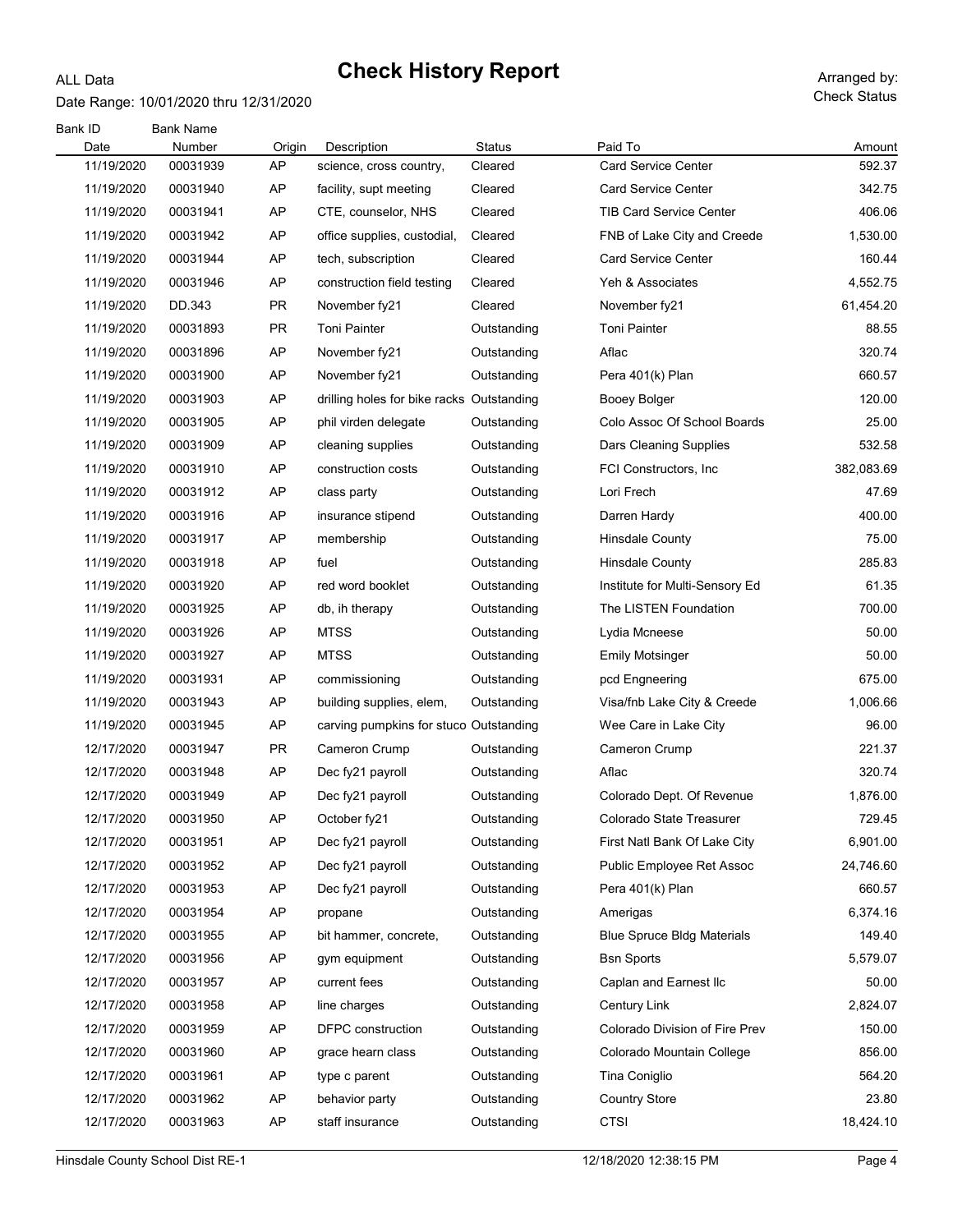ALL Data

# Check History Report

Date Range: 10/01/2020 thru 12/31/2020

Arranged by: Check Status

| Bank ID Date | Bank Name Number | Origin | Description | Status | Paid To | Amount |
|---|---|---|---|---|---|---|
| 11/19/2020 | 00031939 | AP | science, cross country, | Cleared | Card Service Center | 592.37 |
| 11/19/2020 | 00031940 | AP | facility, supt meeting | Cleared | Card Service Center | 342.75 |
| 11/19/2020 | 00031941 | AP | CTE, counselor, NHS | Cleared | TIB Card Service Center | 406.06 |
| 11/19/2020 | 00031942 | AP | office supplies, custodial, | Cleared | FNB of Lake City and Creede | 1,530.00 |
| 11/19/2020 | 00031944 | AP | tech, subscription | Cleared | Card Service Center | 160.44 |
| 11/19/2020 | 00031946 | AP | construction field testing | Cleared | Yeh & Associates | 4,552.75 |
| 11/19/2020 | DD.343 | PR | November fy21 | Cleared | November fy21 | 61,454.20 |
| 11/19/2020 | 00031893 | PR | Toni Painter | Outstanding | Toni Painter | 88.55 |
| 11/19/2020 | 00031896 | AP | November fy21 | Outstanding | Aflac | 320.74 |
| 11/19/2020 | 00031900 | AP | November fy21 | Outstanding | Pera 401(k) Plan | 660.57 |
| 11/19/2020 | 00031903 | AP | drilling holes for bike racks | Outstanding | Booey Bolger | 120.00 |
| 11/19/2020 | 00031905 | AP | phil virden delegate | Outstanding | Colo Assoc Of School Boards | 25.00 |
| 11/19/2020 | 00031909 | AP | cleaning supplies | Outstanding | Dars Cleaning Supplies | 532.58 |
| 11/19/2020 | 00031910 | AP | construction costs | Outstanding | FCI Constructors, Inc | 382,083.69 |
| 11/19/2020 | 00031912 | AP | class party | Outstanding | Lori Frech | 47.69 |
| 11/19/2020 | 00031916 | AP | insurance stipend | Outstanding | Darren Hardy | 400.00 |
| 11/19/2020 | 00031917 | AP | membership | Outstanding | Hinsdale County | 75.00 |
| 11/19/2020 | 00031918 | AP | fuel | Outstanding | Hinsdale County | 285.83 |
| 11/19/2020 | 00031920 | AP | red word booklet | Outstanding | Institute for Multi-Sensory Ed | 61.35 |
| 11/19/2020 | 00031925 | AP | db, ih therapy | Outstanding | The LISTEN Foundation | 700.00 |
| 11/19/2020 | 00031926 | AP | MTSS | Outstanding | Lydia Mcneese | 50.00 |
| 11/19/2020 | 00031927 | AP | MTSS | Outstanding | Emily Motsinger | 50.00 |
| 11/19/2020 | 00031931 | AP | commissioning | Outstanding | pcd Engneering | 675.00 |
| 11/19/2020 | 00031943 | AP | building supplies, elem, | Outstanding | Visa/fnb Lake City & Creede | 1,006.66 |
| 11/19/2020 | 00031945 | AP | carving pumpkins for stuco | Outstanding | Wee Care in Lake City | 96.00 |
| 12/17/2020 | 00031947 | PR | Cameron Crump | Outstanding | Cameron Crump | 221.37 |
| 12/17/2020 | 00031948 | AP | Dec fy21 payroll | Outstanding | Aflac | 320.74 |
| 12/17/2020 | 00031949 | AP | Dec fy21 payroll | Outstanding | Colorado Dept. Of Revenue | 1,876.00 |
| 12/17/2020 | 00031950 | AP | October fy21 | Outstanding | Colorado State Treasurer | 729.45 |
| 12/17/2020 | 00031951 | AP | Dec fy21 payroll | Outstanding | First Natl Bank Of Lake City | 6,901.00 |
| 12/17/2020 | 00031952 | AP | Dec fy21 payroll | Outstanding | Public Employee Ret Assoc | 24,746.60 |
| 12/17/2020 | 00031953 | AP | Dec fy21 payroll | Outstanding | Pera 401(k) Plan | 660.57 |
| 12/17/2020 | 00031954 | AP | propane | Outstanding | Amerigas | 6,374.16 |
| 12/17/2020 | 00031955 | AP | bit hammer, concrete, | Outstanding | Blue Spruce Bldg Materials | 149.40 |
| 12/17/2020 | 00031956 | AP | gym equipment | Outstanding | Bsn Sports | 5,579.07 |
| 12/17/2020 | 00031957 | AP | current fees | Outstanding | Caplan and Earnest llc | 50.00 |
| 12/17/2020 | 00031958 | AP | line charges | Outstanding | Century Link | 2,824.07 |
| 12/17/2020 | 00031959 | AP | DFPC construction | Outstanding | Colorado Division of Fire Prev | 150.00 |
| 12/17/2020 | 00031960 | AP | grace hearn class | Outstanding | Colorado Mountain College | 856.00 |
| 12/17/2020 | 00031961 | AP | type c parent | Outstanding | Tina Coniglio | 564.20 |
| 12/17/2020 | 00031962 | AP | behavior party | Outstanding | Country Store | 23.80 |
| 12/17/2020 | 00031963 | AP | staff insurance | Outstanding | CTSI | 18,424.10 |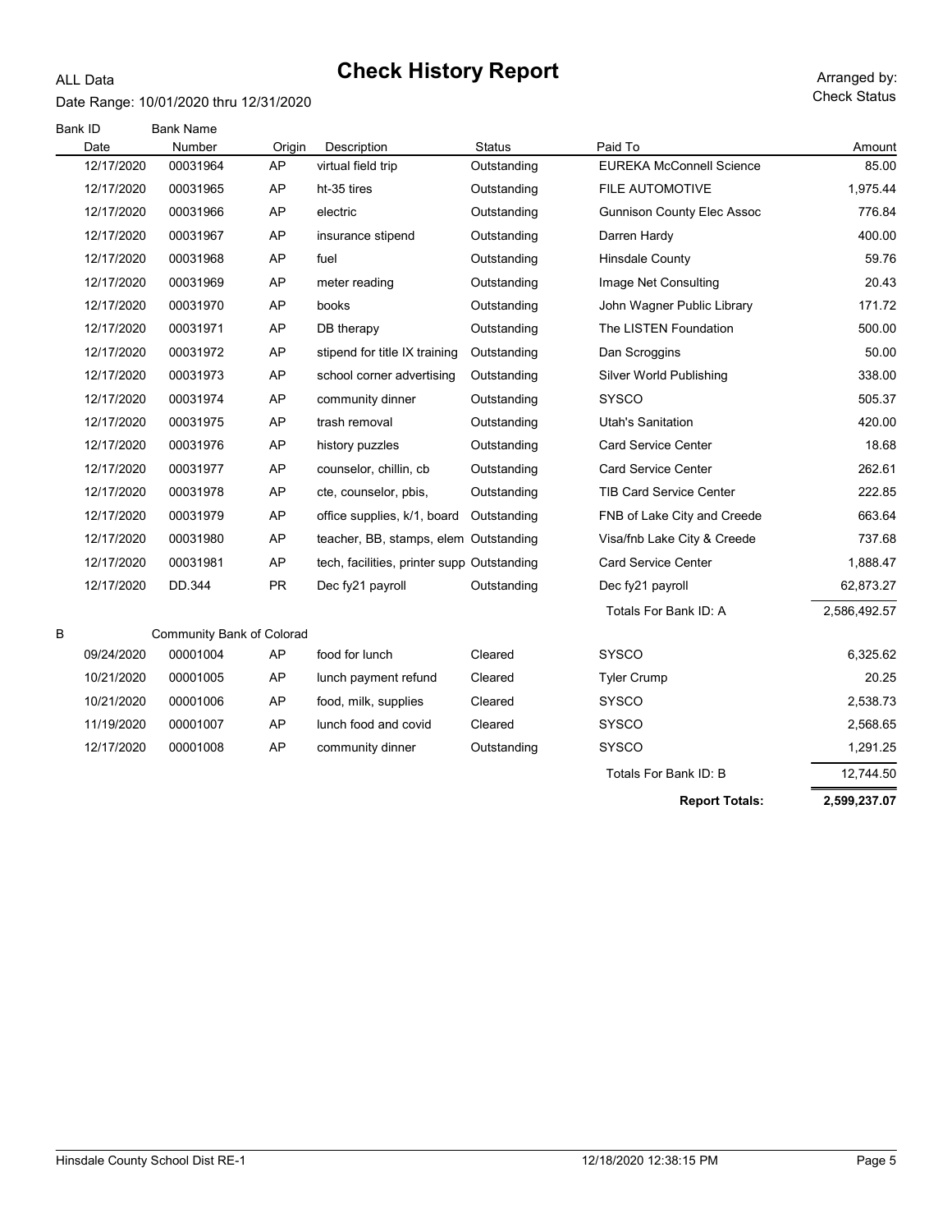# Check History Report

ALL Data

Date Range: 10/01/2020 thru 12/31/2020

Arranged by: Check Status

| Bank ID | Bank Name | | | | | |
|---|---|---|---|---|---|---|
| Date | Number | Origin | Description | Status | Paid To | Amount |
| 12/17/2020 | 00031964 | AP | virtual field trip | Outstanding | EUREKA McConnell Science | 85.00 |
| 12/17/2020 | 00031965 | AP | ht-35 tires | Outstanding | FILE AUTOMOTIVE | 1,975.44 |
| 12/17/2020 | 00031966 | AP | electric | Outstanding | Gunnison County Elec Assoc | 776.84 |
| 12/17/2020 | 00031967 | AP | insurance stipend | Outstanding | Darren Hardy | 400.00 |
| 12/17/2020 | 00031968 | AP | fuel | Outstanding | Hinsdale County | 59.76 |
| 12/17/2020 | 00031969 | AP | meter reading | Outstanding | Image Net Consulting | 20.43 |
| 12/17/2020 | 00031970 | AP | books | Outstanding | John Wagner Public Library | 171.72 |
| 12/17/2020 | 00031971 | AP | DB therapy | Outstanding | The LISTEN Foundation | 500.00 |
| 12/17/2020 | 00031972 | AP | stipend for title IX training | Outstanding | Dan Scroggins | 50.00 |
| 12/17/2020 | 00031973 | AP | school corner advertising | Outstanding | Silver World Publishing | 338.00 |
| 12/17/2020 | 00031974 | AP | community dinner | Outstanding | SYSCO | 505.37 |
| 12/17/2020 | 00031975 | AP | trash removal | Outstanding | Utah's Sanitation | 420.00 |
| 12/17/2020 | 00031976 | AP | history puzzles | Outstanding | Card Service Center | 18.68 |
| 12/17/2020 | 00031977 | AP | counselor, chillin, cb | Outstanding | Card Service Center | 262.61 |
| 12/17/2020 | 00031978 | AP | cte, counselor, pbis, | Outstanding | TIB Card Service Center | 222.85 |
| 12/17/2020 | 00031979 | AP | office supplies, k/1, board | Outstanding | FNB of Lake City and Creede | 663.64 |
| 12/17/2020 | 00031980 | AP | teacher, BB, stamps, elem | Outstanding | Visa/fnb Lake City & Creede | 737.68 |
| 12/17/2020 | 00031981 | AP | tech, facilities, printer supp | Outstanding | Card Service Center | 1,888.47 |
| 12/17/2020 | DD.344 | PR | Dec fy21 payroll | Outstanding | Dec fy21 payroll | 62,873.27 |
| | | | | | Totals For Bank ID: A | 2,586,492.57 |
| B | Community Bank of Colorad | | | | | |
| 09/24/2020 | 00001004 | AP | food for lunch | Cleared | SYSCO | 6,325.62 |
| 10/21/2020 | 00001005 | AP | lunch payment refund | Cleared | Tyler Crump | 20.25 |
| 10/21/2020 | 00001006 | AP | food, milk, supplies | Cleared | SYSCO | 2,538.73 |
| 11/19/2020 | 00001007 | AP | lunch food and covid | Cleared | SYSCO | 2,568.65 |
| 12/17/2020 | 00001008 | AP | community dinner | Outstanding | SYSCO | 1,291.25 |
| | | | | | Totals For Bank ID: B | 12,744.50 |
| | | | | | **Report Totals:** | **2,599,237.07** |

Hinsdale County School Dist RE-1 — 12/18/2020 12:38:15 PM